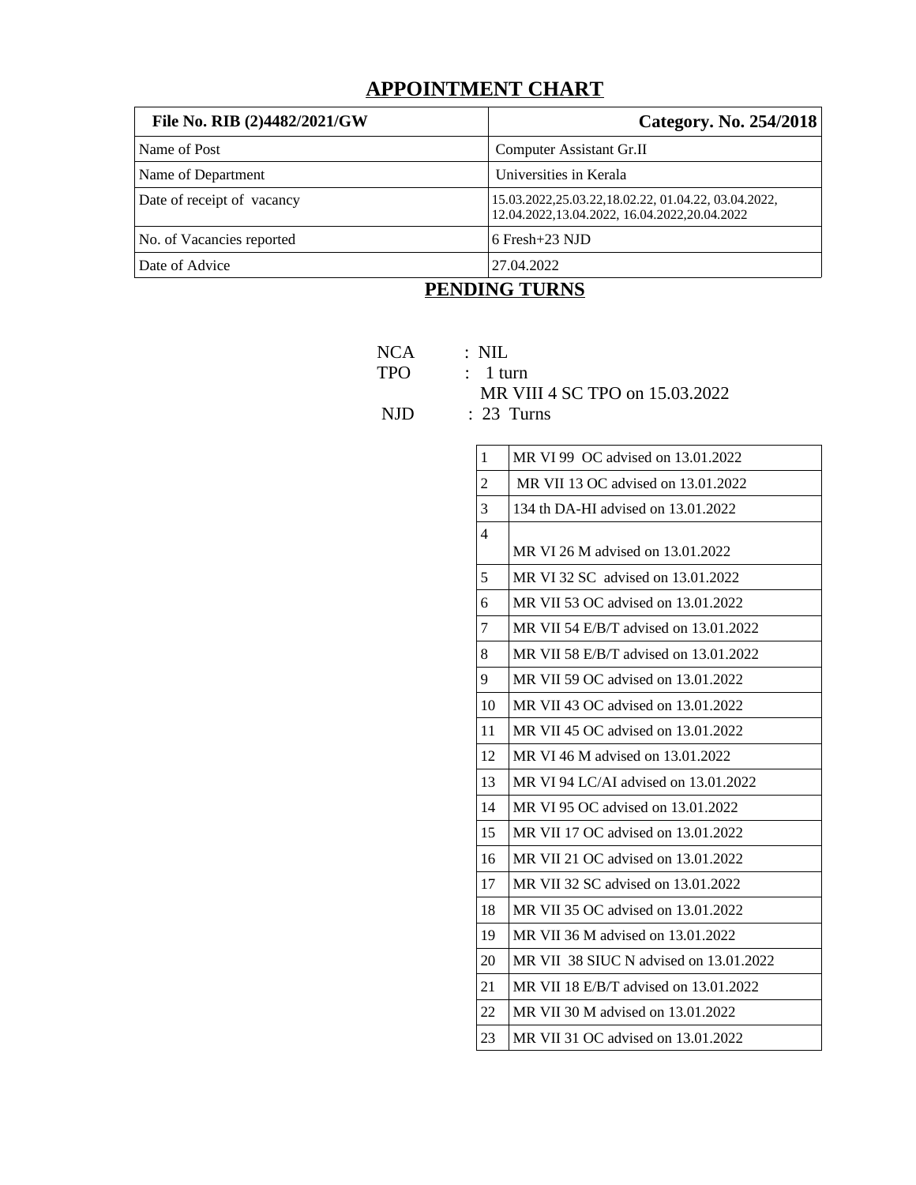# APPOINTMENT CHART

| File No. RIB (2)4482/2021/GW | Category. No. 254/2018 |
|---|---|
| Name of Post | Computer Assistant Gr.II |
| Name of Department | Universities in Kerala |
| Date of receipt of vacancy | 15.03.2022,25.03.22,18.02.22, 01.04.22, 03.04.2022, 12.04.2022,13.04.2022, 16.04.2022,20.04.2022 |
| No. of Vacancies reported | 6 Fresh+23 NJD |
| Date of Advice | 27.04.2022 |

## PENDING TURNS

NCA : NIL

TPO : 1 turn

MR VIII 4 SC TPO on 15.03.2022

NJD : 23 Turns

| | |
|---|---|
| 1 | MR VI 99 OC advised on 13.01.2022 |
| 2 | MR VII 13 OC advised on 13.01.2022 |
| 3 | 134 th DA-HI advised on 13.01.2022 |
| 4 | MR VI 26 M advised on 13.01.2022 |
| 5 | MR VI 32 SC advised on 13.01.2022 |
| 6 | MR VII 53 OC advised on 13.01.2022 |
| 7 | MR VII 54 E/B/T advised on 13.01.2022 |
| 8 | MR VII 58 E/B/T advised on 13.01.2022 |
| 9 | MR VII 59 OC advised on 13.01.2022 |
| 10 | MR VII 43 OC advised on 13.01.2022 |
| 11 | MR VII 45 OC advised on 13.01.2022 |
| 12 | MR VI 46 M advised on 13.01.2022 |
| 13 | MR VI 94 LC/AI advised on 13.01.2022 |
| 14 | MR VI 95 OC advised on 13.01.2022 |
| 15 | MR VII 17 OC advised on 13.01.2022 |
| 16 | MR VII 21 OC advised on 13.01.2022 |
| 17 | MR VII 32 SC advised on 13.01.2022 |
| 18 | MR VII 35 OC advised on 13.01.2022 |
| 19 | MR VII 36 M advised on 13.01.2022 |
| 20 | MR VII 38 SIUC N advised on 13.01.2022 |
| 21 | MR VII 18 E/B/T advised on 13.01.2022 |
| 22 | MR VII 30 M advised on 13.01.2022 |
| 23 | MR VII 31 OC advised on 13.01.2022 |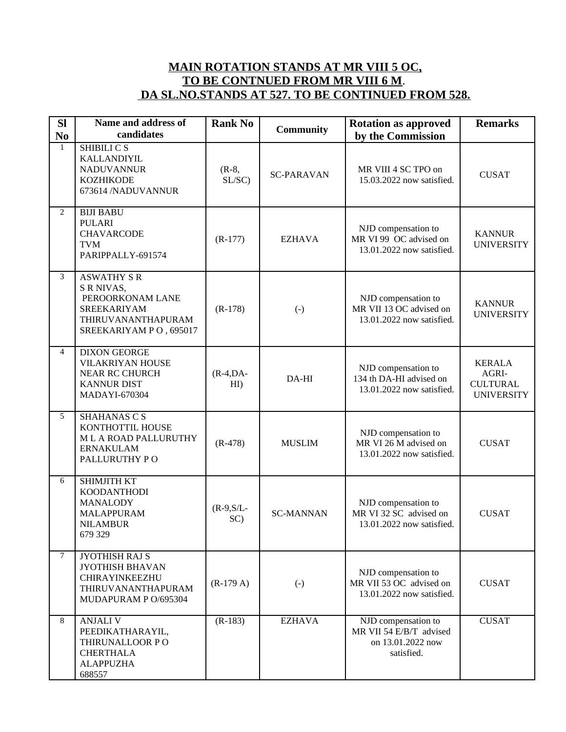**MAIN ROTATION STANDS AT MR VIII 5 OC,**
**TO BE CONTNUED FROM MR VIII 6 M.**
**DA SL.NO.STANDS AT 527. TO BE CONTINUED FROM 528.**

| Sl No | Name and address of candidates | Rank No | Community | Rotation as approved by the Commission | Remarks |
|---|---|---|---|---|---|
| 1 | SHIBILI C S<br>KALLANDIYIL<br>NADUVANNUR<br>KOZHIKODE<br>673614 /NADUVANNUR | (R-8, SL/SC) | SC-PARAVAN | MR VIII 4 SC TPO on 15.03.2022 now satisfied. | CUSAT |
| 2 | BIJI BABU<br>PULARI<br>CHAVARCODE<br>TVM<br>PARIPPALLY-691574 | (R-177) | EZHAVA | NJD compensation to MR VI 99 OC advised on 13.01.2022 now satisfied. | KANNUR UNIVERSITY |
| 3 | ASWATHY S R<br>S R NIVAS,<br>PEROORKONAM LANE<br>SREEKARIYAM<br>THIRUVANANTHAPURAM<br>SREEKARIYAM P O , 695017 | (R-178) | (-) | NJD compensation to MR VII 13 OC advised on 13.01.2022 now satisfied. | KANNUR UNIVERSITY |
| 4 | DIXON GEORGE<br>VILAKRIYAN HOUSE<br>NEAR RC CHURCH<br>KANNUR DIST<br>MADAYI-670304 | (R-4,DA-HI) | DA-HI | NJD compensation to 134 th DA-HI advised on 13.01.2022 now satisfied. | KERALA AGRI-CULTURAL UNIVERSITY |
| 5 | SHAHANAS C S<br>KONTHOTTIL HOUSE<br>M L A ROAD PALLURUTHY<br>ERNAKULAM<br>PALLURUTHY P O | (R-478) | MUSLIM | NJD compensation to MR VI 26 M advised on 13.01.2022 now satisfied. | CUSAT |
| 6 | SHIMJITH KT<br>KOODANTHODI<br>MANALODY<br>MALAPPURAM<br>NILAMBUR<br>679 329 | (R-9,S/L-SC) | SC-MANNAN | NJD compensation to MR VI 32 SC advised on 13.01.2022 now satisfied. | CUSAT |
| 7 | JYOTHISH RAJ S<br>JYOTHISH BHAVAN<br>CHIRAYINKEEZHU<br>THIRUVANANTHAPURAM<br>MUDAPURAM P O/695304 | (R-179 A) | (-) | NJD compensation to MR VII 53 OC advised on 13.01.2022 now satisfied. | CUSAT |
| 8 | ANJALI V<br>PEEDIKATHARAYIL,<br>THIRUNALLOOR P O<br>CHERTHALA<br>ALAPPUZHA<br>688557 | (R-183) | EZHAVA | NJD compensation to MR VII 54 E/B/T advised on 13.01.2022 now satisfied. | CUSAT |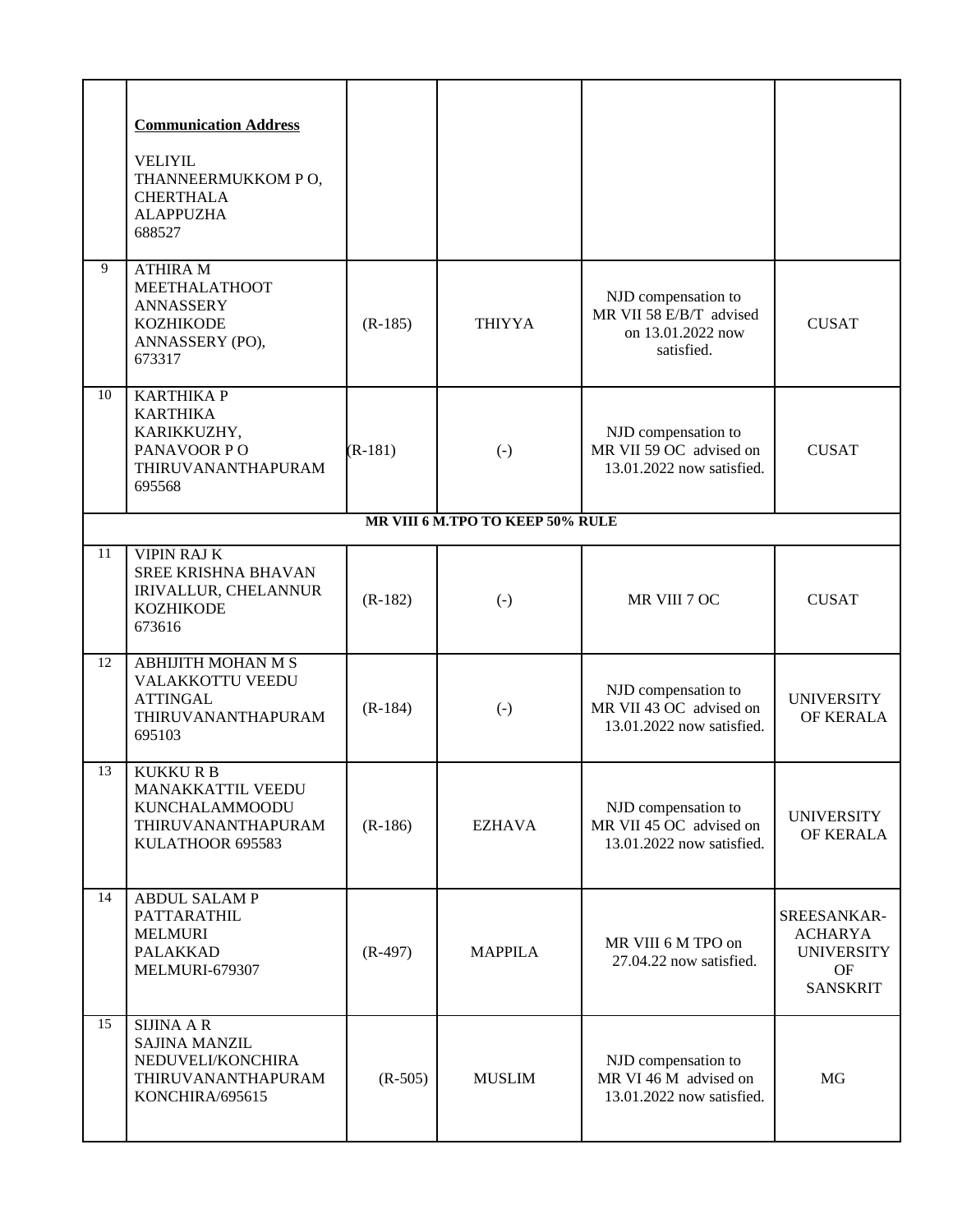| | | | | | |
|---|---|---|---|---|---|
| | **Communication Address**<br><br>VELIYIL<br>THANNEERMUKKOM P O,<br>CHERTHALA<br>ALAPPUZHA<br>688527 | | | | |
| 9 | ATHIRA M<br>MEETHALATHOOT<br>ANNASSERY<br>KOZHIKODE<br>ANNASSERY (PO),<br>673317 | (R-185) | THIYYA | NJD compensation to MR VII 58 E/B/T advised on 13.01.2022 now satisfied. | CUSAT |
| 10 | KARTHIKA P<br>KARTHIKA<br>KARIKKUZHY,<br>PANAVOOR P O<br>THIRUVANANTHAPURAM<br>695568 | (R-181) | (-) | NJD compensation to MR VII 59 OC advised on 13.01.2022 now satisfied. | CUSAT |
| | | | **MR VIII 6 M.TPO TO KEEP 50% RULE** | | |
| 11 | VIPIN RAJ K<br>SREE KRISHNA BHAVAN<br>IRIVALLUR, CHELANNUR<br>KOZHIKODE<br>673616 | (R-182) | (-) | MR VIII 7 OC | CUSAT |
| 12 | ABHIJITH MOHAN M S<br>VALAKKOTTU VEEDU<br>ATTINGAL<br>THIRUVANANTHAPURAM<br>695103 | (R-184) | (-) | NJD compensation to MR VII 43 OC advised on 13.01.2022 now satisfied. | UNIVERSITY OF KERALA |
| 13 | KUKKU R B<br>MANAKKATTIL VEEDU<br>KUNCHALAMMOODU<br>THIRUVANANTHAPURAM<br>KULATHOOR 695583 | (R-186) | EZHAVA | NJD compensation to MR VII 45 OC advised on 13.01.2022 now satisfied. | UNIVERSITY OF KERALA |
| 14 | ABDUL SALAM P<br>PATTARATHIL<br>MELMURI<br>PALAKKAD<br>MELMURI-679307 | (R-497) | MAPPILA | MR VIII 6 M TPO on 27.04.22 now satisfied. | SREESANKAR-ACHARYA UNIVERSITY OF SANSKRIT |
| 15 | SIJINA A R<br>SAJINA MANZIL<br>NEDUVELI/KONCHIRA<br>THIRUVANANTHAPURAM<br>KONCHIRA/695615 | (R-505) | MUSLIM | NJD compensation to MR VI 46 M advised on 13.01.2022 now satisfied. | MG |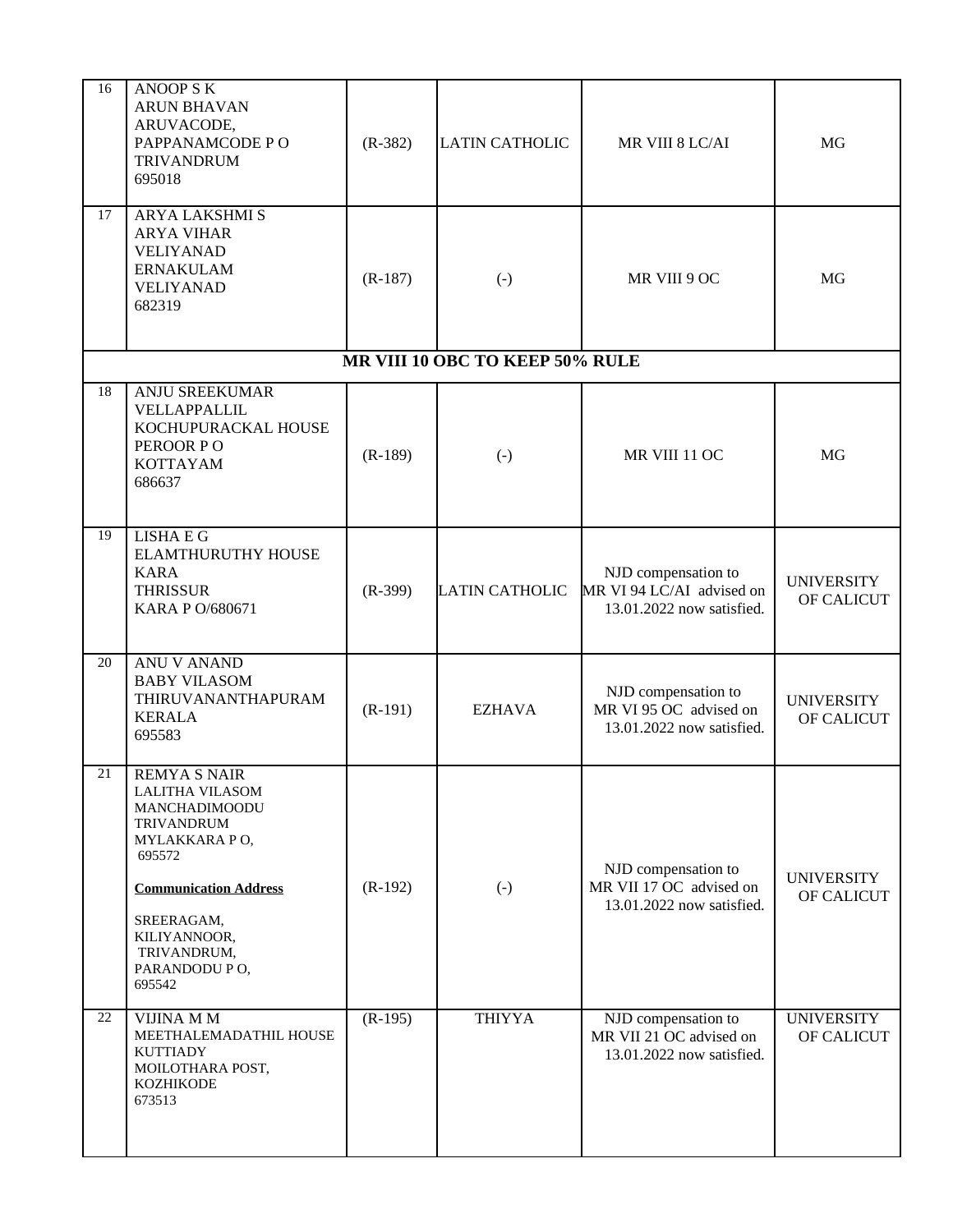| 16 | ANOOP S K<br>ARUN BHAVAN<br>ARUVACODE,<br>PAPPANAMCODE P O<br>TRIVANDRUM<br>695018 | (R-382) | LATIN CATHOLIC | MR VIII 8 LC/AI | MG |
|---|---|---|---|---|---|
| 17 | ARYA LAKSHMI S<br>ARYA VIHAR<br>VELIYANAD<br>ERNAKULAM<br>VELIYANAD<br>682319 | (R-187) | (-) | MR VIII 9 OC | MG |
| | | | **MR VIII 10 OBC TO KEEP 50% RULE** | | |
| 18 | ANJU SREEKUMAR<br>VELLAPPALLIL<br>KOCHUPURACKAL HOUSE<br>PEROOR P O<br>KOTTAYAM<br>686637 | (R-189) | (-) | MR VIII 11 OC | MG |
| 19 | LISHA E G<br>ELAMTHURUTHY HOUSE<br>KARA<br>THRISSUR<br>KARA P O/680671 | (R-399) | LATIN CATHOLIC | NJD compensation to MR VI 94 LC/AI advised on 13.01.2022 now satisfied. | UNIVERSITY OF CALICUT |
| 20 | ANU V ANAND<br>BABY VILASOM<br>THIRUVANANTHAPURAM<br>KERALA<br>695583 | (R-191) | EZHAVA | NJD compensation to MR VI 95 OC advised on 13.01.2022 now satisfied. | UNIVERSITY OF CALICUT |
| 21 | REMYA S NAIR<br>LALITHA VILASOM<br>MANCHADIMOODU<br>TRIVANDRUM<br>MYLAKKARA P O,<br>695572<br><br>**Communication Address**<br><br>SREERAGAM,<br>KILIYANNOOR,<br>TRIVANDRUM,<br>PARANDODU P O,<br>695542 | (R-192) | (-) | NJD compensation to MR VII 17 OC advised on 13.01.2022 now satisfied. | UNIVERSITY OF CALICUT |
| 22 | VIJINA M M<br>MEETHALEMADATHIL HOUSE<br>KUTTIADY<br>MOILOTHARA POST,<br>KOZHIKODE<br>673513 | (R-195) | THIYYA | NJD compensation to MR VII 21 OC advised on 13.01.2022 now satisfied. | UNIVERSITY OF CALICUT |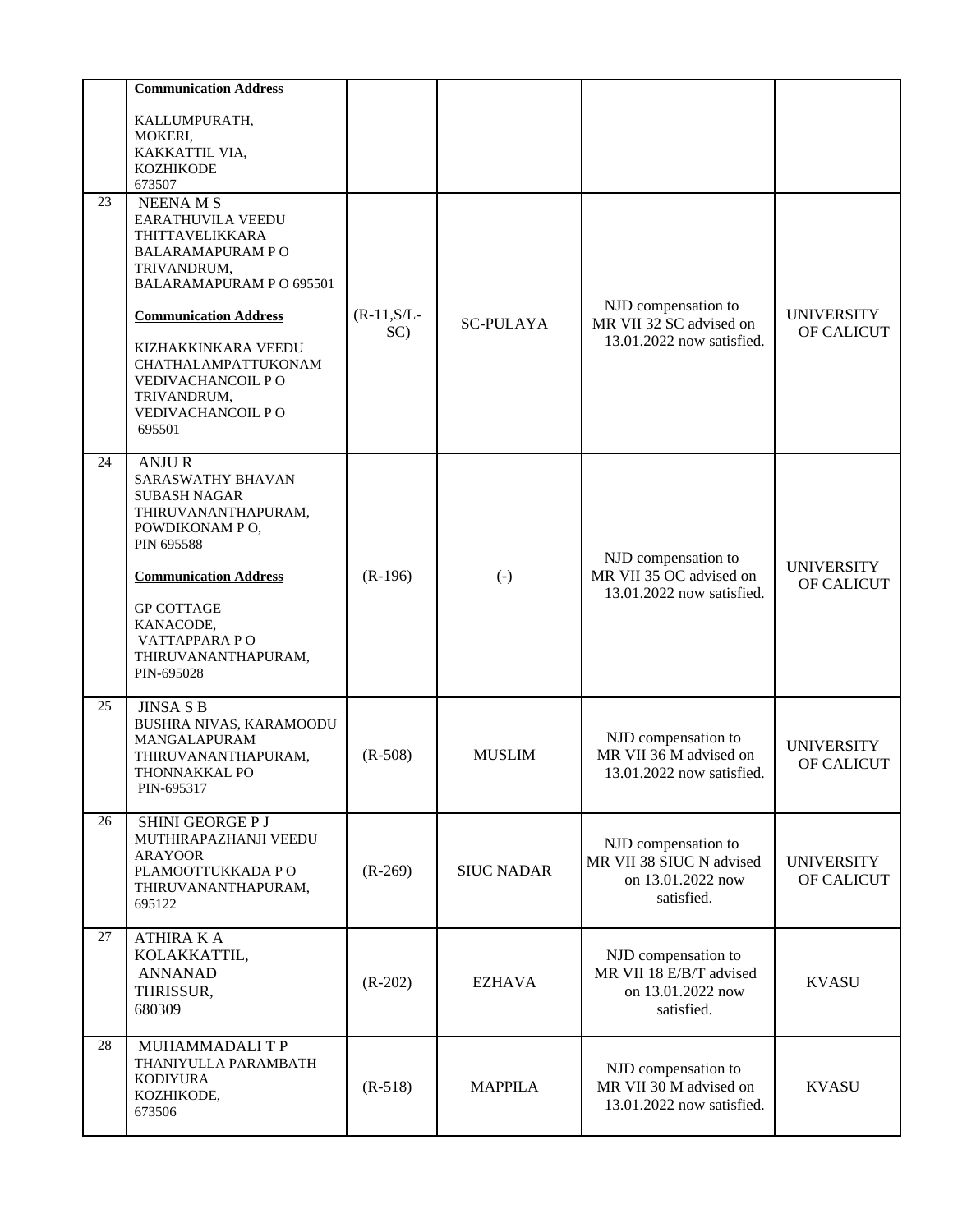| | | | | | |
|---|---|---|---|---|---|
| | **Communication Address**<br><br>KALLUMPURATH,<br>MOKERI,<br>KAKKATTIL VIA,<br>KOZHIKODE<br>673507 | | | | |
| 23 | NEENA M S<br>EARATHUVILA VEEDU<br>THITTAVELIKKARA<br>BALARAMAPURAM P O<br>TRIVANDRUM,<br>BALARAMAPURAM P O 695501<br><br>**Communication Address**<br><br>KIZHAKKINKARA VEEDU<br>CHATHALAMPATTUKONAM<br>VEDIVACHANCOIL P O<br>TRIVANDRUM,<br>VEDIVACHANCOIL P O<br>695501 | (R-11,S/L-SC) | SC-PULAYA | NJD compensation to MR VII 32 SC advised on 13.01.2022 now satisfied. | UNIVERSITY OF CALICUT |
| 24 | ANJU R<br>SARASWATHY BHAVAN<br>SUBASH NAGAR<br>THIRUVANANTHAPURAM,<br>POWDIKONAM P O,<br>PIN 695588<br><br>**Communication Address**<br><br>GP COTTAGE<br>KANACODE,<br>VATTAPPARA P O<br>THIRUVANANTHAPURAM,<br>PIN-695028 | (R-196) | (-) | NJD compensation to MR VII 35 OC advised on 13.01.2022 now satisfied. | UNIVERSITY OF CALICUT |
| 25 | JINSA S B<br>BUSHRA NIVAS, KARAMOODU<br>MANGALAPURAM<br>THIRUVANANTHAPURAM,<br>THONNAKKAL PO<br>PIN-695317 | (R-508) | MUSLIM | NJD compensation to MR VII 36 M advised on 13.01.2022 now satisfied. | UNIVERSITY OF CALICUT |
| 26 | SHINI GEORGE P J<br>MUTHIRAPAZHANJI VEEDU<br>ARAYOOR<br>PLAMOOTTUKKADA P O<br>THIRUVANANTHAPURAM,<br>695122 | (R-269) | SIUC NADAR | NJD compensation to MR VII 38 SIUC N advised on 13.01.2022 now satisfied. | UNIVERSITY OF CALICUT |
| 27 | ATHIRA K A<br>KOLAKKATTIL,<br>ANNANAD<br>THRISSUR,<br>680309 | (R-202) | EZHAVA | NJD compensation to MR VII 18 E/B/T advised on 13.01.2022 now satisfied. | KVASU |
| 28 | MUHAMMADALI T P<br>THANIYULLA PARAMBATH<br>KODIYURA<br>KOZHIKODE,<br>673506 | (R-518) | MAPPILA | NJD compensation to MR VII 30 M advised on 13.01.2022 now satisfied. | KVASU |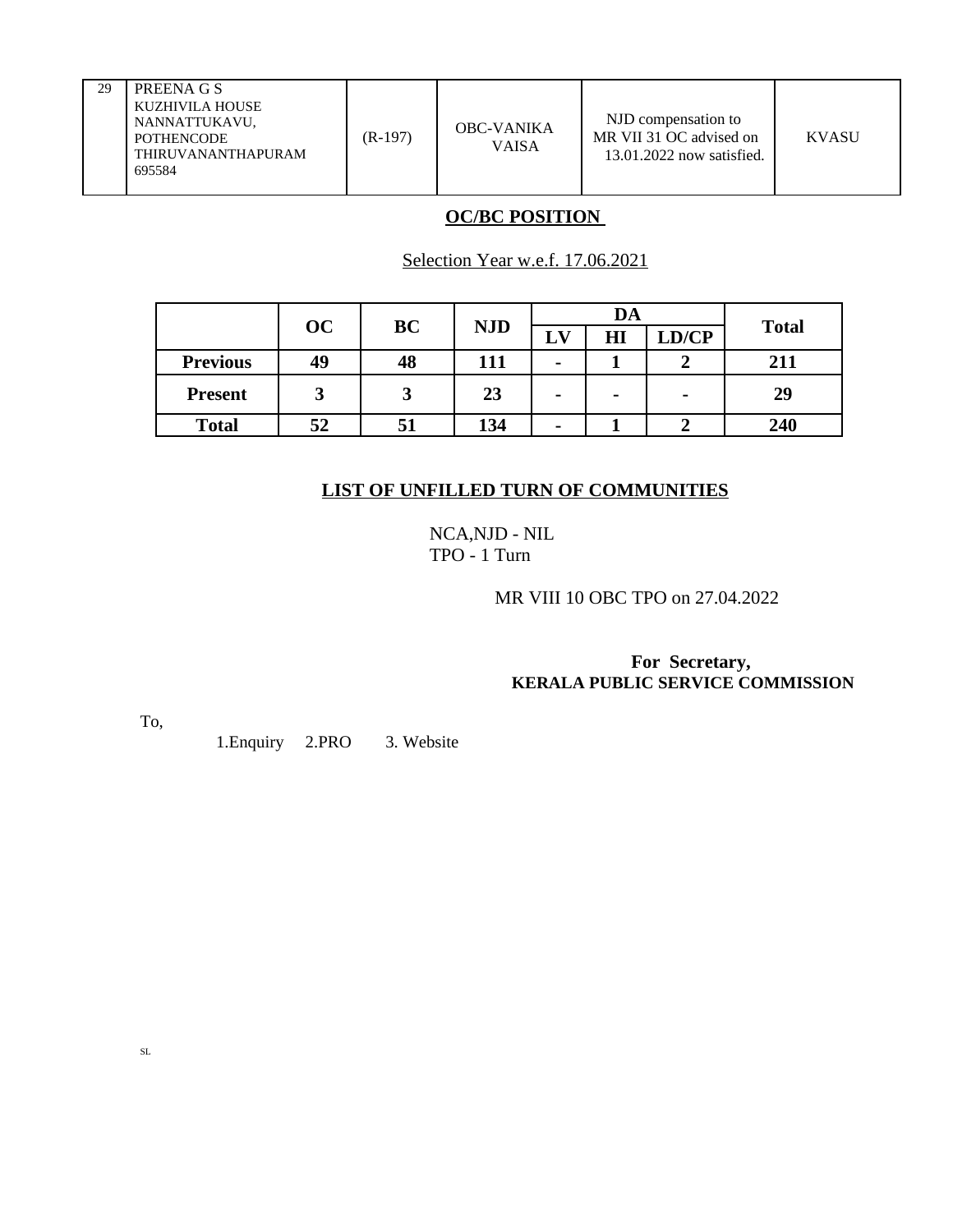| | | | | | |
|---|---|---|---|---|---|
| 29 | PREENA G S<br>KUZHIVILA HOUSE<br>NANNATTUKAVU,<br>POTHENCODE<br>THIRUVANANTHAPURAM<br>695584 | (R-197) | OBC-VANIKA VAISA | NJD compensation to MR VII 31 OC advised on 13.01.2022 now satisfied. | KVASU |

## OC/BC POSITION

Selection Year w.e.f. 17.06.2021

| | OC | BC | NJD | DA | | | Total |
|---|---|---|---|---|---|---|---|
| | | | | LV | HI | LD/CP | |
| **Previous** | **49** | **48** | **111** | **-** | **1** | **2** | **211** |
| **Present** | **3** | **3** | **23** | **-** | **-** | **-** | **29** |
| **Total** | **52** | **51** | **134** | **-** | **1** | **2** | **240** |

## LIST OF UNFILLED TURN OF COMMUNITIES

NCA,NJD - NIL
TPO - 1 Turn

MR VIII 10 OBC TPO on 27.04.2022

**For Secretary,**
**KERALA PUBLIC SERVICE COMMISSION**

To,

1.Enquiry 2.PRO 3. Website

SL